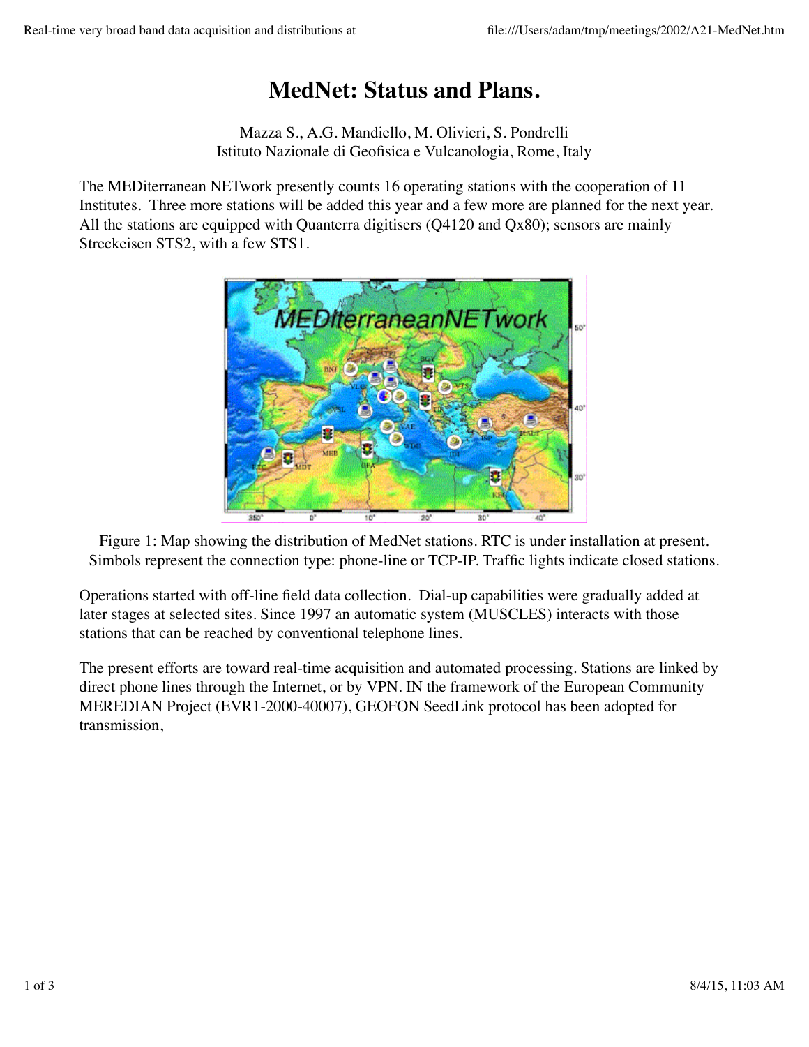# MedNet: Status and Plans.

Mazza S., A.G. Mandiello, M. Olivieri, S. Pondrelli
Istituto Nazionale di Geofisica e Vulcanologia, Rome, Italy

The MEDiterranean NETwork presently counts 16 operating stations with the cooperation of 11 Institutes. Three more stations will be added this year and a few more are planned for the next year. All the stations are equipped with Quanterra digitisers (Q4120 and Qx80); sensors are mainly Streckeisen STS2, with a few STS1.

Figure 1: Map showing the distribution of MedNet stations. RTC is under installation at present. Simbols represent the connection type: phone-line or TCP-IP. Traffic lights indicate closed stations.

Operations started with off-line field data collection. Dial-up capabilities were gradually added at later stages at selected sites. Since 1997 an automatic system (MUSCLES) interacts with those stations that can be reached by conventional telephone lines.

The present efforts are toward real-time acquisition and automated processing. Stations are linked by direct phone lines through the Internet, or by VPN. IN the framework of the European Community MEREDIAN Project (EVR1-2000-40007), GEOFON SeedLink protocol has been adopted for transmission,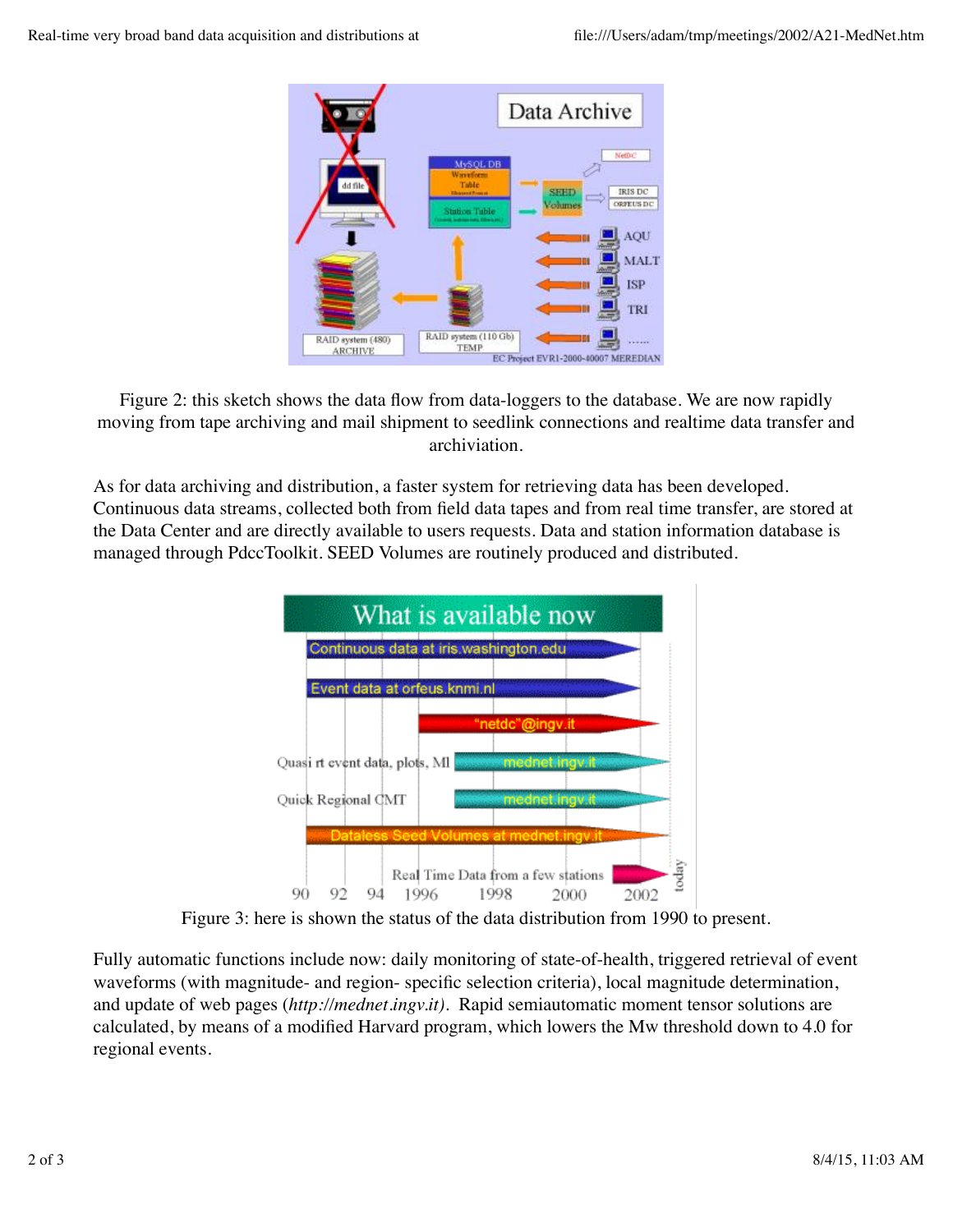Figure 2: this sketch shows the data flow from data-loggers to the database. We are now rapidly moving from tape archiving and mail shipment to seedlink connections and realtime data transfer and archiviation.

As for data archiving and distribution, a faster system for retrieving data has been developed. Continuous data streams, collected both from field data tapes and from real time transfer, are stored at the Data Center and are directly available to users requests. Data and station information database is managed through PdccToolkit. SEED Volumes are routinely produced and distributed.

Figure 3: here is shown the status of the data distribution from 1990 to present.

Fully automatic functions include now: daily monitoring of state-of-health, triggered retrieval of event waveforms (with magnitude- and region- specific selection criteria), local magnitude determination, and update of web pages (*http://mednet.ingv.it*). Rapid semiautomatic moment tensor solutions are calculated, by means of a modified Harvard program, which lowers the Mw threshold down to 4.0 for regional events.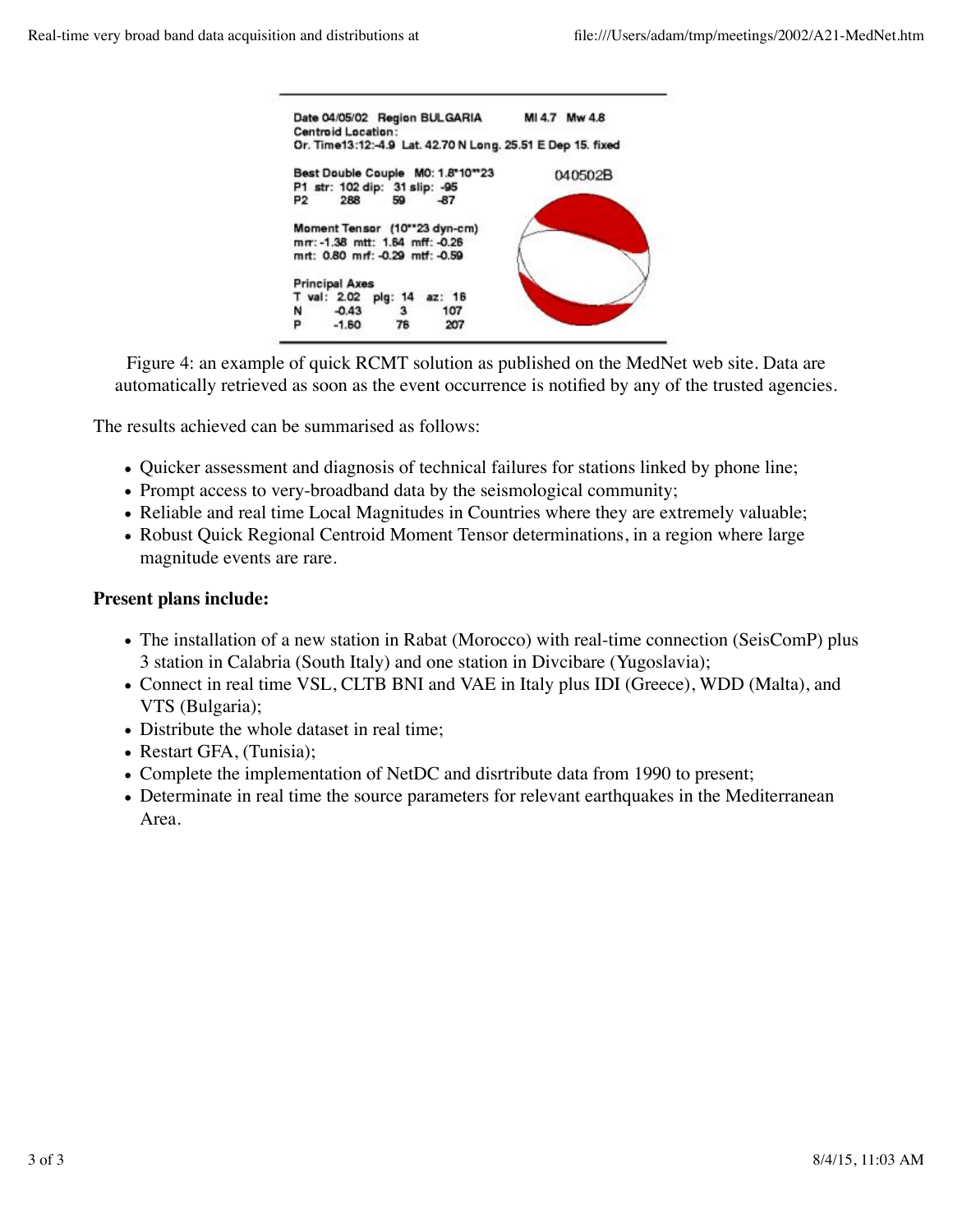Date 04/05/02 Region BULGARIA Ml 4.7 Mw 4.8
Centroid Location:
Or. Time13:12:-4.9 Lat. 42.70 N Long. 25.51 E Dep 15. fixed

Best Double Couple M0: 1.8*10**23
P1 str: 102 dip: 31 slip: -95
P2 288 59 -87

040502B

Moment Tensor (10**23 dyn-cm)
mrr: -1.38 mtt: 1.84 mff: -0.26
mrt: 0.80 mrf: -0.29 mtf: -0.59

Principal Axes
T val: 2.02 plg: 14 az: 16
N -0.43 3 107
P -1.60 76 207

Figure 4: an example of quick RCMT solution as published on the MedNet web site. Data are automatically retrieved as soon as the event occurrence is notified by any of the trusted agencies.

The results achieved can be summarised as follows:

- Quicker assessment and diagnosis of technical failures for stations linked by phone line;
- Prompt access to very-broadband data by the seismological community;
- Reliable and real time Local Magnitudes in Countries where they are extremely valuable;
- Robust Quick Regional Centroid Moment Tensor determinations, in a region where large magnitude events are rare.

**Present plans include:**

- The installation of a new station in Rabat (Morocco) with real-time connection (SeisComP) plus 3 station in Calabria (South Italy) and one station in Divcibare (Yugoslavia);
- Connect in real time VSL, CLTB BNI and VAE in Italy plus IDI (Greece), WDD (Malta), and VTS (Bulgaria);
- Distribute the whole dataset in real time;
- Restart GFA, (Tunisia);
- Complete the implementation of NetDC and disrtribute data from 1990 to present;
- Determinate in real time the source parameters for relevant earthquakes in the Mediterranean Area.